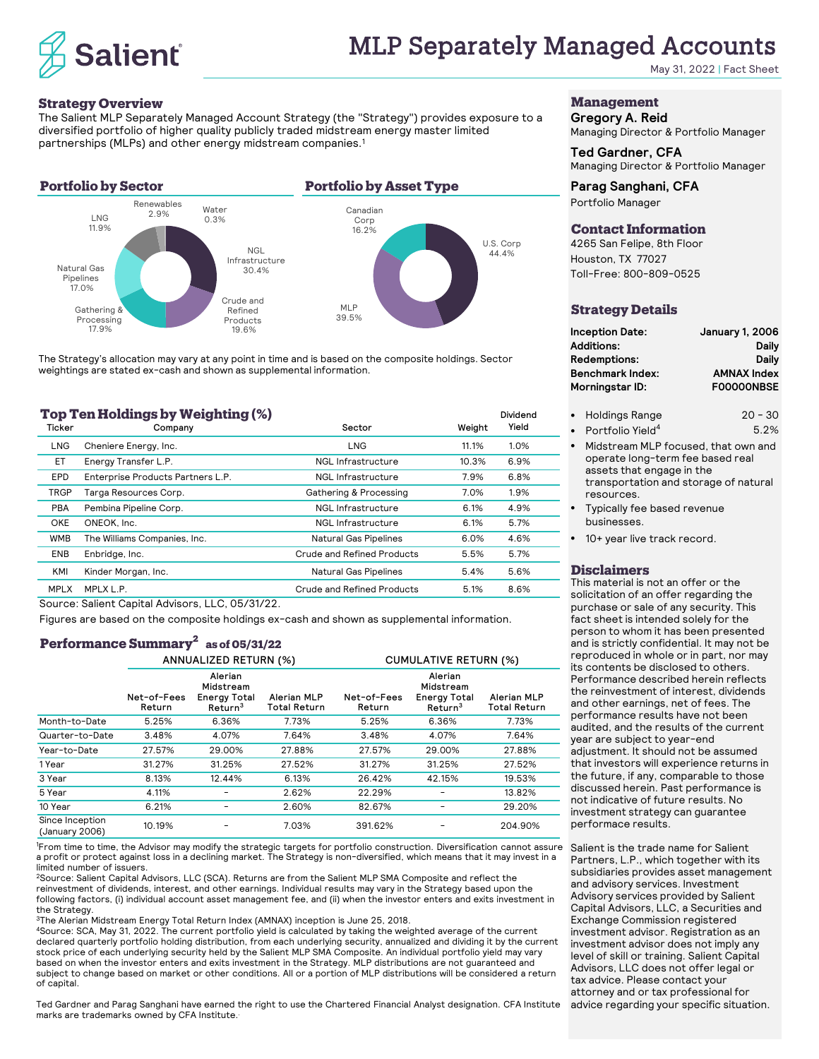# MLP Separately Managed Accounts

May 31, 2022 | Fact Sheet

## Strategy Overview

The Salient MLP Separately Managed Account Strategy (the "Strategy") provides exposure to a diversified portfolio of higher quality publicly traded midstream energy master limited partnerships (MLPs) and other energy midstream companies.[1]

## Portfolio by Sector

| Sector | Weight |
|---|---|
| NGL Infrastructure | 30.4% |
| Crude and Refined Products | 19.6% |
| Gathering & Processing | 17.9% |
| Natural Gas Pipelines | 17.0% |
| LNG | 11.9% |
| Renewables | 2.9% |
| Water | 0.3% |

## Portfolio by Asset Type

| Asset Type | Weight |
|---|---|
| U.S. Corp | 44.4% |
| MLP | 39.5% |
| Canadian Corp | 16.2% |

The Strategy's allocation may vary at any point in time and is based on the composite holdings. Sector weightings are stated ex-cash and shown as supplemental information.

## Top Ten Holdings by Weighting (%)

| Ticker | Company | Sector | Weight | Dividend Yield |
|---|---|---|---|---|
| LNG | Cheniere Energy, Inc. | LNG | 11.1% | 1.0% |
| ET | Energy Transfer L.P. | NGL Infrastructure | 10.3% | 6.9% |
| EPD | Enterprise Products Partners L.P. | NGL Infrastructure | 7.9% | 6.8% |
| TRGP | Targa Resources Corp. | Gathering & Processing | 7.0% | 1.9% |
| PBA | Pembina Pipeline Corp. | NGL Infrastructure | 6.1% | 4.9% |
| OKE | ONEOK, Inc. | NGL Infrastructure | 6.1% | 5.7% |
| WMB | The Williams Companies, Inc. | Natural Gas Pipelines | 6.0% | 4.6% |
| ENB | Enbridge, Inc. | Crude and Refined Products | 5.5% | 5.7% |
| KMI | Kinder Morgan, Inc. | Natural Gas Pipelines | 5.4% | 5.6% |
| MPLX | MPLX L.P. | Crude and Refined Products | 5.1% | 8.6% |

Source: Salient Capital Advisors, LLC, 05/31/22.

Figures are based on the composite holdings ex-cash and shown as supplemental information.

## Performance Summary[2] as of 05/31/22

| | ANNUALIZED RETURN (%) | | | CUMULATIVE RETURN (%) | | |
|---|---|---|---|---|---|---|
| | Net-of-Fees Return | Alerian Midstream Energy Total Return[3] | Alerian MLP Total Return | Net-of-Fees Return | Alerian Midstream Energy Total Return[3] | Alerian MLP Total Return |
| Month-to-Date | 5.25% | 6.36% | 7.73% | 5.25% | 6.36% | 7.73% |
| Quarter-to-Date | 3.48% | 4.07% | 7.64% | 3.48% | 4.07% | 7.64% |
| Year-to-Date | 27.57% | 29.00% | 27.88% | 27.57% | 29.00% | 27.88% |
| 1 Year | 31.27% | 31.25% | 27.52% | 31.27% | 31.25% | 27.52% |
| 3 Year | 8.13% | 12.44% | 6.13% | 26.42% | 42.15% | 19.53% |
| 5 Year | 4.11% | – | 2.62% | 22.29% | – | 13.82% |
| 10 Year | 6.21% | – | 2.60% | 82.67% | – | 29.20% |
| Since Inception (January 2006) | 10.19% | – | 7.03% | 391.62% | – | 204.90% |

[1]From time to time, the Advisor may modify the strategic targets for portfolio construction. Diversification cannot assure a profit or protect against loss in a declining market. The Strategy is non-diversified, which means that it may invest in a limited number of issuers.

[2]Source: Salient Capital Advisors, LLC (SCA). Returns are from the Salient MLP SMA Composite and reflect the reinvestment of dividends, interest, and other earnings. Individual results may vary in the Strategy based upon the following factors, (i) individual account asset management fee, and (ii) when the investor enters and exits investment in the Strategy.

[3]The Alerian Midstream Energy Total Return Index (AMNAX) inception is June 25, 2018.

[4]Source: SCA, May 31, 2022. The current portfolio yield is calculated by taking the weighted average of the current declared quarterly portfolio holding distribution, from each underlying security, annualized and dividing it by the current stock price of each underlying security held by the Salient MLP SMA Composite. An individual portfolio yield may vary based on when the investor enters and exits investment in the Strategy. MLP distributions are not guaranteed and subject to change based on market or other conditions. All or a portion of MLP distributions will be considered a return of capital.

Ted Gardner and Parag Sanghani have earned the right to use the Chartered Financial Analyst designation. CFA Institute marks are trademarks owned by CFA Institute.

## Management

**Gregory A. Reid**
Managing Director & Portfolio Manager

**Ted Gardner, CFA**
Managing Director & Portfolio Manager

**Parag Sanghani, CFA**
Portfolio Manager

## Contact Information

4265 San Felipe, 8th Floor
Houston, TX 77027
Toll-Free: 800-809-0525

## Strategy Details

| | |
|---|---|
| **Inception Date:** | **January 1, 2006** |
| **Additions:** | **Daily** |
| **Redemptions:** | **Daily** |
| **Benchmark Index:** | **AMNAX Index** |
| **Morningstar ID:** | **F00000NBSE** |

- Holdings Range 20 – 30
- Portfolio Yield[4] 5.2%
- Midstream MLP focused, that own and operate long-term fee based real assets that engage in the transportation and storage of natural resources.
- Typically fee based revenue businesses.
- 10+ year live track record.

## Disclaimers

This material is not an offer or the solicitation of an offer regarding the purchase or sale of any security. This fact sheet is intended solely for the person to whom it has been presented and is strictly confidential. It may not be reproduced in whole or in part, nor may its contents be disclosed to others. Performance described herein reflects the reinvestment of interest, dividends and other earnings, net of fees. The performance results have not been audited, and the results of the current year are subject to year-end adjustment. It should not be assumed that investors will experience returns in the future, if any, comparable to those discussed herein. Past performance is not indicative of future results. No investment strategy can guarantee performace results.

Salient is the trade name for Salient Partners, L.P., which together with its subsidiaries provides asset management and advisory services. Investment Advisory services provided by Salient Capital Advisors, LLC, a Securities and Exchange Commission registered investment advisor. Registration as an investment advisor does not imply any level of skill or training. Salient Capital Advisors, LLC does not offer legal or tax advice. Please contact your attorney and or tax professional for advice regarding your specific situation.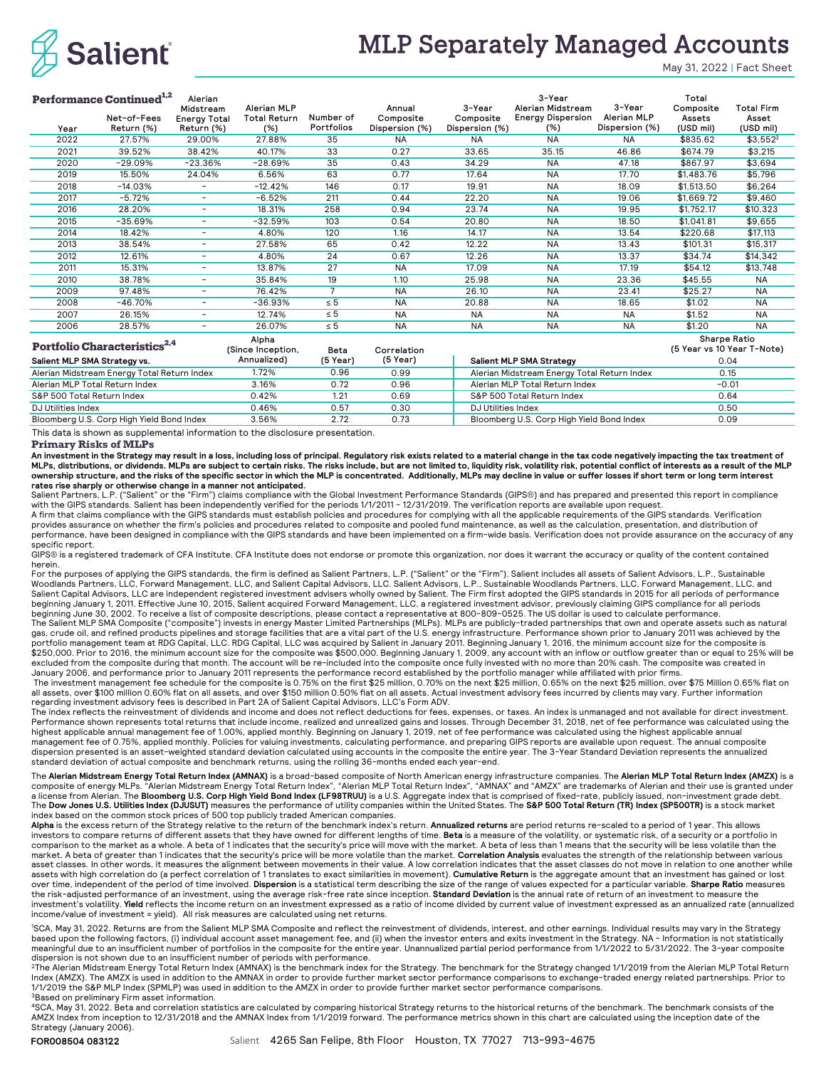# MLP Separately Managed Accounts

May 31, 2022 | Fact Sheet

## Performance Continued[1,2]

| Year | Net-of-Fees Return (%) | Alerian Midstream Energy Total Return (%) | Alerian MLP Total Return (%) | Number of Portfolios | Annual Composite Dispersion (%) | 3-Year Composite Dispersion (%) | 3-Year Alerian Midstream Energy Dispersion (%) | 3-Year Alerian MLP Dispersion (%) | Total Composite Assets (USD mil) | Total Firm Asset (USD mil) |
|---|---|---|---|---|---|---|---|---|---|---|
| 2022 | 27.57% | 29.00% | 27.88% | 35 | NA | NA | NA | NA | $835.62 | $3,552[3] |
| 2021 | 39.52% | 38.42% | 40.17% | 33 | 0.27 | 33.65 | 35.15 | 46.86 | $674.79 | $3,215 |
| 2020 | -29.09% | -23.36% | -28.69% | 35 | 0.43 | 34.29 | NA | 47.18 | $867.97 | $3,694 |
| 2019 | 15.50% | 24.04% | 6.56% | 63 | 0.77 | 17.64 | NA | 17.70 | $1,483.76 | $5,796 |
| 2018 | -14.03% | - | -12.42% | 146 | 0.17 | 19.91 | NA | 18.09 | $1,513.50 | $6,264 |
| 2017 | -5.72% | - | -6.52% | 211 | 0.44 | 22.20 | NA | 19.06 | $1,669.72 | $9,460 |
| 2016 | 28.20% | - | 18.31% | 258 | 0.94 | 23.74 | NA | 19.95 | $1,752.17 | $10,323 |
| 2015 | -35.69% | - | -32.59% | 103 | 0.54 | 20.80 | NA | 18.50 | $1,041.81 | $9,655 |
| 2014 | 18.42% | - | 4.80% | 120 | 1.16 | 14.17 | NA | 13.54 | $220.68 | $17,113 |
| 2013 | 38.54% | - | 27.58% | 65 | 0.42 | 12.22 | NA | 13.43 | $101.31 | $15,317 |
| 2012 | 12.61% | - | 4.80% | 24 | 0.67 | 12.26 | NA | 13.37 | $34.74 | $14,342 |
| 2011 | 15.31% | - | 13.87% | 27 | NA | 17.09 | NA | 17.19 | $54.12 | $13,748 |
| 2010 | 38.78% | - | 35.84% | 19 | 1.10 | 25.98 | NA | 23.36 | $45.55 | NA |
| 2009 | 97.48% | - | 76.42% | 7 | NA | 26.10 | NA | 23.41 | $25.27 | NA |
| 2008 | -46.70% | - | -36.93% | ≤ 5 | NA | 20.88 | NA | 18.65 | $1.02 | NA |
| 2007 | 26.15% | - | 12.74% | ≤ 5 | NA | NA | NA | NA | $1.52 | NA |
| 2006 | 28.57% | - | 26.07% | ≤ 5 | NA | NA | NA | NA | $1.20 | NA |

## Portfolio Characteristics[2,4]

| Salient MLP SMA Strategy vs. | Alpha (Since Inception, Annualized) | Beta (5 Year) | Correlation (5 Year) |
|---|---|---|---|
| Alerian Midstream Energy Total Return Index | 1.72% | 0.96 | 0.99 |
| Alerian MLP Total Return Index | 3.16% | 0.72 | 0.96 |
| S&P 500 Total Return Index | 0.42% | 1.21 | 0.69 |
| DJ Utilities Index | 0.46% | 0.57 | 0.30 |
| Bloomberg U.S. Corp High Yield Bond Index | 3.56% | 2.72 | 0.73 |

| Salient MLP SMA Strategy | Sharpe Ratio (5 Year vs 10 Year T-Note) |
|---|---|
| Alerian Midstream Energy Total Return Index | 0.15 |
| Alerian MLP Total Return Index | -0.01 |
| S&P 500 Total Return Index | 0.64 |
| DJ Utilities Index | 0.50 |
| Bloomberg U.S. Corp High Yield Bond Index | 0.09 |

This data is shown as supplemental information to the disclosure presentation.

### Primary Risks of MLPs

**An investment in the Strategy may result in a loss, including loss of principal. Regulatory risk exists related to a material change in the tax code negatively impacting the tax treatment of MLPs, distributions, or dividends. MLPs are subject to certain risks. The risks include, but are not limited to, liquidity risk, volatility risk, potential conflict of interests as a result of the MLP ownership structure, and the risks of the specific sector in which the MLP is concentrated. Additionally, MLPs may decline in value or suffer losses if short term or long term interest rates rise sharply or otherwise change in a manner not anticipated.**

Salient Partners, L.P. ("Salient" or the "Firm") claims compliance with the Global Investment Performance Standards (GIPS®) and has prepared and presented this report in compliance with the GIPS standards. Salient has been independently verified for the periods 1/1/2011 - 12/31/2019. The verification reports are available upon request.

A firm that claims compliance with the GIPS standards must establish policies and procedures for complying with all the applicable requirements of the GIPS standards. Verification provides assurance on whether the firm's policies and procedures related to composite and pooled fund maintenance, as well as the calculation, presentation, and distribution of performance, have been designed in compliance with the GIPS standards and have been implemented on a firm-wide basis. Verification does not provide assurance on the accuracy of any specific report.

GIPS® is a registered trademark of CFA Institute. CFA Institute does not endorse or promote this organization, nor does it warrant the accuracy or quality of the content contained herein.

For the purposes of applying the GIPS standards, the firm is defined as Salient Partners, L.P. ("Salient" or the "Firm"). Salient includes all assets of Salient Advisors, L.P., Sustainable Woodlands Partners, LLC, Forward Management, LLC, and Salient Capital Advisors, LLC. Salient Advisors, L.P., Sustainable Woodlands Partners, LLC, Forward Management, LLC, and Salient Capital Advisors, LLC are independent registered investment advisers wholly owned by Salient. The Firm first adopted the GIPS standards in 2015 for all periods of performance beginning January 1, 2011. Effective June 10, 2015, Salient acquired Forward Management, LLC, a registered investment advisor, previously claiming GIPS compliance for all periods beginning June 30, 2002. To receive a list of composite descriptions, please contact a representative at 800-809-0525. The US dollar is used to calculate performance.

The Salient MLP SMA Composite ("composite") invests in energy Master Limited Partnerships (MLPs). MLPs are publicly-traded partnerships that own and operate assets such as natural gas, crude oil, and refined products pipelines and storage facilities that are a vital part of the U.S. energy infrastructure. Performance shown prior to January 2011 was achieved by the portfolio management team at RDG Capital, LLC. RDG Capital, LLC was acquired by Salient in January 2011. Beginning January 1, 2016, the minimum account size for the composite is $250,000. Prior to 2016, the minimum account size for the composite was $500,000. Beginning January 1, 2009, any account with an inflow or outflow greater than or equal to 25% will be excluded from the composite during that month. The account will be re-included into the composite once fully invested with no more than 20% cash. The composite was created in January 2006, and performance prior to January 2011 represents the performance record established by the portfolio manager while affiliated with prior firms.

The investment management fee schedule for the composite is 0.75% on the first $25 million, 0.70% on the next $25 million, 0.65% on the next $25 million, over $75 Million 0.65% flat on all assets, over $100 million 0.60% flat on all assets, and over $150 million 0.50% flat on all assets. Actual investment advisory fees incurred by clients may vary. Further information regarding investment advisory fees is described in Part 2A of Salient Capital Advisors, LLC's Form ADV.

The index reflects the reinvestment of dividends and income and does not reflect deductions for fees, expenses, or taxes. An index is unmanaged and not available for direct investment. Performance shown represents total returns that include income, realized and unrealized gains and losses. Through December 31, 2018, net of fee performance was calculated using the highest applicable annual management fee of 1.00%, applied monthly. Beginning on January 1, 2019, net of fee performance was calculated using the highest applicable annual management fee of 0.75%, applied monthly. Policies for valuing investments, calculating performance, and preparing GIPS reports are available upon request. The annual composite dispersion presented is an asset-weighted standard deviation calculated using accounts in the composite the entire year. The 3-Year Standard Deviation represents the annualized standard deviation of actual composite and benchmark returns, using the rolling 36-months ended each year-end.

The **Alerian Midstream Energy Total Return Index (AMNAX)** is a broad-based composite of North American energy infrastructure companies. The **Alerian MLP Total Return Index (AMZX)** is a composite of energy MLPs. "Alerian Midstream Energy Total Return Index", "Alerian MLP Total Return Index", "AMNAX" and "AMZX" are trademarks of Alerian and their use is granted under a license from Alerian. The **Bloomberg U.S. Corp High Yield Bond Index (LF98TRUU)** is a U.S. Aggregate index that is comprised of fixed-rate, publicly issued, non-investment grade debt. The **Dow Jones U.S. Utilities Index (DJUSUT)** measures the performance of utility companies within the United States. The **S&P 500 Total Return (TR) Index (SP500TR)** is a stock market index based on the common stock prices of 500 top publicly traded American companies.

**Alpha** is the excess return of the Strategy relative to the return of the benchmark index's return. **Annualized returns** are period returns re-scaled to a period of 1 year. This allows investors to compare returns of different assets that they have owned for different lengths of time. **Beta** is a measure of the volatility, or systematic risk, of a security or a portfolio in comparison to the market as a whole. A beta of 1 indicates that the security's price will move with the market. A beta of less than 1 means that the security will be less volatile than the market. A beta of greater than 1 indicates that the security's price will be more volatile than the market. **Correlation Analysis** evaluates the strength of the relationship between various asset classes. In other words, it measures the alignment between movements in their value. A low correlation indicates that the asset classes do not move in relation to one another while assets with high correlation do (a perfect correlation of 1 translates to exact similarities in movement). **Cumulative Return** is the aggregate amount that an investment has gained or lost over time, independent of the period of time involved. **Dispersion** is a statistical term describing the size of the range of values expected for a particular variable. **Sharpe Ratio** measures the risk-adjusted performance of an investment, using the average risk-free rate since inception. **Standard Deviation** is the annual rate of return of an investment to measure the investment's volatility. **Yield** reflects the income return on an investment expressed as a ratio of income divided by current value of investment expressed as an annualized rate (annualized income/value of investment = yield). All risk measures are calculated using net returns.

[1]SCA, May 31, 2022. Returns are from the Salient MLP SMA Composite and reflect the reinvestment of dividends, interest, and other earnings. Individual results may vary in the Strategy based upon the following factors, (i) individual account asset management fee, and (ii) when the investor enters and exits investment in the Strategy. NA - Information is not statistically meaningful due to an insufficient number of portfolios in the composite for the entire year. Unannualized partial period performance from 1/1/2022 to 5/31/2022. The 3-year composite dispersion is not shown due to an insufficient number of periods with performance.

[2]The Alerian Midstream Energy Total Return Index (AMNAX) is the benchmark index for the Strategy. The benchmark for the Strategy changed 1/1/2019 from the Alerian MLP Total Return Index (AMZX). The AMZX is used in addition to the AMNAX in order to provide further market sector performance comparisons to exchange-traded energy related partnerships. Prior to 1/1/2019 the S&P MLP Index (SPMLP) was used in addition to the AMZX in order to provide further market sector performance comparisons.

[3]Based on preliminary Firm asset information.

[4]SCA, May 31, 2022. Beta and correlation statistics are calculated by comparing historical Strategy returns to the historical returns of the benchmark. The benchmark consists of the AMZX Index from inception to 12/31/2018 and the AMNAX Index from 1/1/2019 forward. The performance metrics shown in this chart are calculated using the inception date of the Strategy (January 2006).

FOR008504 083122

Salient 4265 San Felipe, 8th Floor Houston, TX 77027 713-993-4675